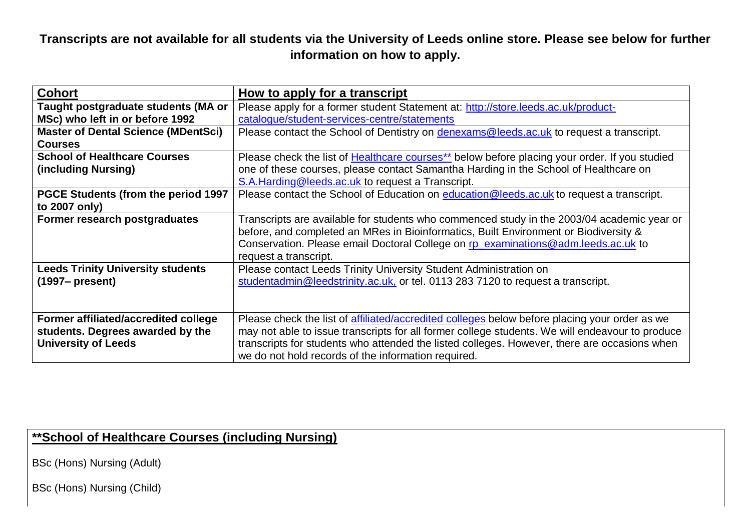**Transcripts are not available for all students via the University of Leeds online store. Please see below for further information on how to apply.**

| **Cohort** | **How to apply for a transcript** |
| --- | --- |
| **Taught postgraduate students (MA or MSc) who left in or before 1992** | Please apply for a former student Statement at: http://store.leeds.ac.uk/product-catalogue/student-services-centre/statements |
| **Master of Dental Science (MDentSci) Courses** | Please contact the School of Dentistry on denexams@leeds.ac.uk to request a transcript. |
| **School of Healthcare Courses (including Nursing)** | Please check the list of Healthcare courses** below before placing your order. If you studied one of these courses, please contact Samantha Harding in the School of Healthcare on S.A.Harding@leeds.ac.uk to request a Transcript. |
| **PGCE Students (from the period 1997 to 2007 only)** | Please contact the School of Education on education@leeds.ac.uk to request a transcript. |
| **Former research postgraduates** | Transcripts are available for students who commenced study in the 2003/04 academic year or before, and completed an MRes in Bioinformatics, Built Environment or Biodiversity & Conservation. Please email Doctoral College on rp_examinations@adm.leeds.ac.uk to request a transcript. |
| **Leeds Trinity University students (1997– present)** | Please contact Leeds Trinity University Student Administration on studentadmin@leedstrinity.ac.uk, or tel. 0113 283 7120 to request a transcript. |
| **Former affiliated/accredited college students. Degrees awarded by the University of Leeds** | Please check the list of affiliated/accredited colleges below before placing your order as we may not able to issue transcripts for all former college students. We will endeavour to produce transcripts for students who attended the listed colleges. However, there are occasions when we do not hold records of the information required. |

## **\*\*School of Healthcare Courses (including Nursing)**

BSc (Hons) Nursing (Adult)

BSc (Hons) Nursing (Child)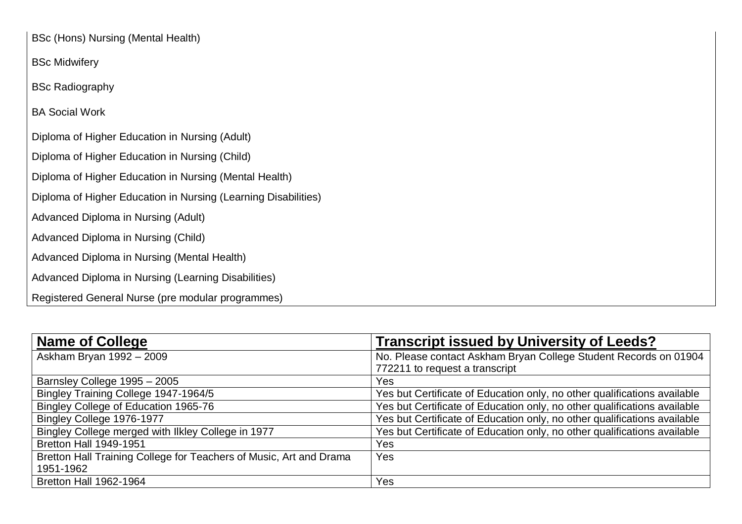BSc (Hons) Nursing (Mental Health)

BSc Midwifery

BSc Radiography

BA Social Work

Diploma of Higher Education in Nursing (Adult)

Diploma of Higher Education in Nursing (Child)

Diploma of Higher Education in Nursing (Mental Health)

Diploma of Higher Education in Nursing (Learning Disabilities)

Advanced Diploma in Nursing (Adult)

Advanced Diploma in Nursing (Child)

Advanced Diploma in Nursing (Mental Health)

Advanced Diploma in Nursing (Learning Disabilities)

Registered General Nurse (pre modular programmes)

| **Name of College** | **Transcript issued by University of Leeds?** |
|---|---|
| Askham Bryan 1992 – 2009 | No. Please contact Askham Bryan College Student Records on 01904 772211 to request a transcript |
| Barnsley College 1995 – 2005 | Yes |
| Bingley Training College 1947-1964/5 | Yes but Certificate of Education only, no other qualifications available |
| Bingley College of Education 1965-76 | Yes but Certificate of Education only, no other qualifications available |
| Bingley College 1976-1977 | Yes but Certificate of Education only, no other qualifications available |
| Bingley College merged with Ilkley College in 1977 | Yes but Certificate of Education only, no other qualifications available |
| Bretton Hall 1949-1951 | Yes |
| Bretton Hall Training College for Teachers of Music, Art and Drama 1951-1962 | Yes |
| Bretton Hall 1962-1964 | Yes |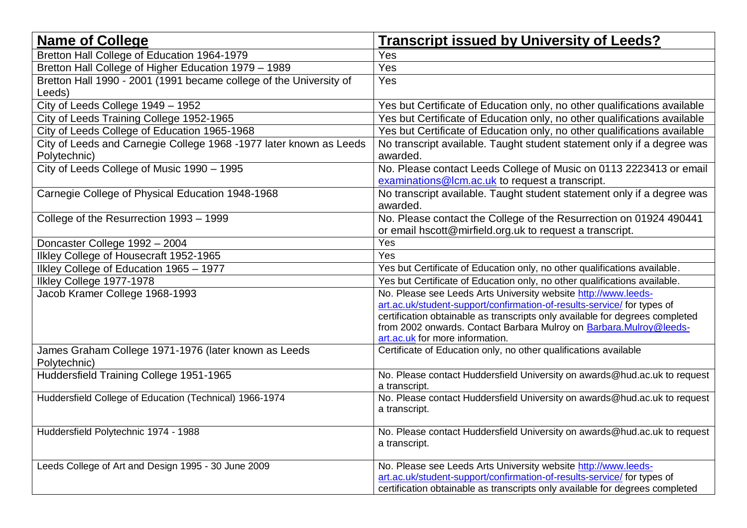| **Name of College** | **Transcript issued by University of Leeds?** |
| --- | --- |
| Bretton Hall College of Education 1964-1979 | Yes |
| Bretton Hall College of Higher Education 1979 – 1989 | Yes |
| Bretton Hall 1990 - 2001 (1991 became college of the University of Leeds) | Yes |
| City of Leeds College 1949 – 1952 | Yes but Certificate of Education only, no other qualifications available |
| City of Leeds Training College 1952-1965 | Yes but Certificate of Education only, no other qualifications available |
| City of Leeds College of Education 1965-1968 | Yes but Certificate of Education only, no other qualifications available |
| City of Leeds and Carnegie College 1968 -1977 later known as Leeds Polytechnic) | No transcript available. Taught student statement only if a degree was awarded. |
| City of Leeds College of Music 1990 – 1995 | No. Please contact Leeds College of Music on 0113 2223413 or email examinations@lcm.ac.uk to request a transcript. |
| Carnegie College of Physical Education 1948-1968 | No transcript available. Taught student statement only if a degree was awarded. |
| College of the Resurrection 1993 – 1999 | No. Please contact the College of the Resurrection on 01924 490441 or email hscott@mirfield.org.uk to request a transcript. |
| Doncaster College 1992 – 2004 | Yes |
| Ilkley College of Housecraft 1952-1965 | Yes |
| Ilkley College of Education 1965 – 1977 | Yes but Certificate of Education only, no other qualifications available. |
| Ilkley College 1977-1978 | Yes but Certificate of Education only, no other qualifications available. |
| Jacob Kramer College 1968-1993 | No. Please see Leeds Arts University website http://www.leeds-art.ac.uk/student-support/confirmation-of-results-service/ for types of certification obtainable as transcripts only available for degrees completed from 2002 onwards. Contact Barbara Mulroy on Barbara.Mulroy@leeds-art.ac.uk for more information. |
| James Graham College 1971-1976 (later known as Leeds Polytechnic) | Certificate of Education only, no other qualifications available |
| Huddersfield Training College 1951-1965 | No. Please contact Huddersfield University on awards@hud.ac.uk to request a transcript. |
| Huddersfield College of Education (Technical) 1966-1974 | No. Please contact Huddersfield University on awards@hud.ac.uk to request a transcript. |
| Huddersfield Polytechnic 1974 - 1988 | No. Please contact Huddersfield University on awards@hud.ac.uk to request a transcript. |
| Leeds College of Art and Design 1995 - 30 June 2009 | No. Please see Leeds Arts University website http://www.leeds-art.ac.uk/student-support/confirmation-of-results-service/ for types of certification obtainable as transcripts only available for degrees completed |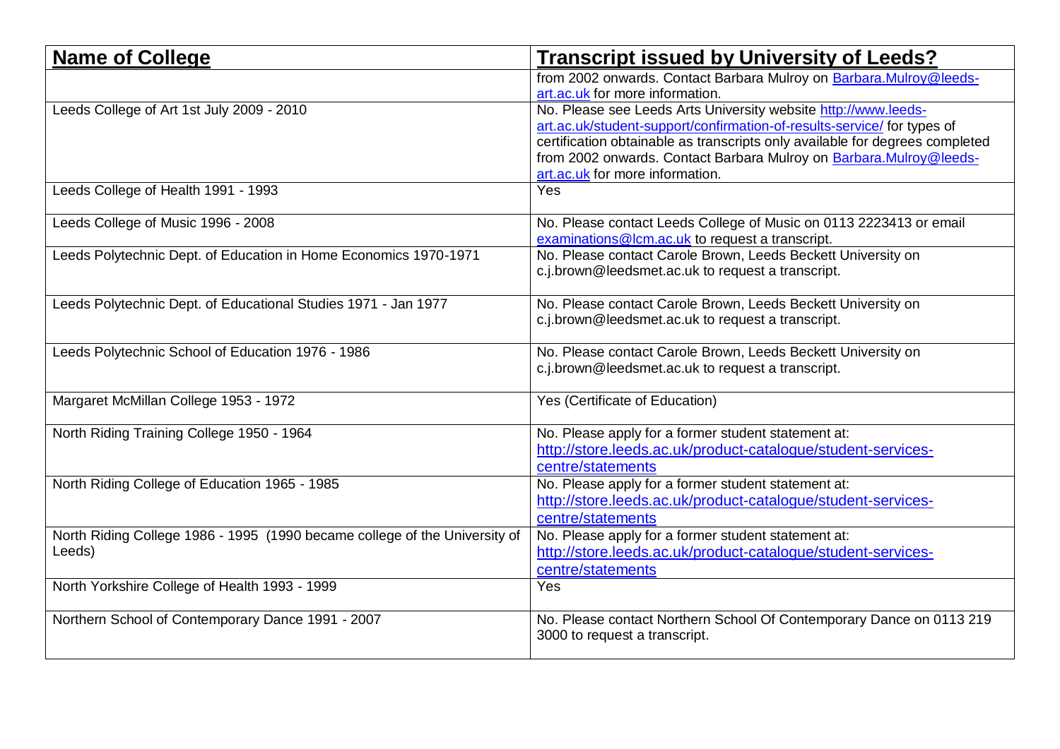| Name of College | Transcript issued by University of Leeds? |
|---|---|
| | from 2002 onwards. Contact Barbara Mulroy on Barbara.Mulroy@leeds-art.ac.uk for more information. |
| Leeds College of Art 1st July 2009 - 2010 | No. Please see Leeds Arts University website http://www.leeds-art.ac.uk/student-support/confirmation-of-results-service/ for types of certification obtainable as transcripts only available for degrees completed from 2002 onwards. Contact Barbara Mulroy on Barbara.Mulroy@leeds-art.ac.uk for more information. |
| Leeds College of Health 1991 - 1993 | Yes |
| Leeds College of Music 1996 - 2008 | No. Please contact Leeds College of Music on 0113 2223413 or email examinations@lcm.ac.uk to request a transcript. |
| Leeds Polytechnic Dept. of Education in Home Economics 1970-1971 | No. Please contact Carole Brown, Leeds Beckett University on c.j.brown@leedsmet.ac.uk to request a transcript. |
| Leeds Polytechnic Dept. of Educational Studies 1971 - Jan 1977 | No. Please contact Carole Brown, Leeds Beckett University on c.j.brown@leedsmet.ac.uk to request a transcript. |
| Leeds Polytechnic School of Education 1976 - 1986 | No. Please contact Carole Brown, Leeds Beckett University on c.j.brown@leedsmet.ac.uk to request a transcript. |
| Margaret McMillan College 1953 - 1972 | Yes (Certificate of Education) |
| North Riding Training College 1950 - 1964 | No. Please apply for a former student statement at: http://store.leeds.ac.uk/product-catalogue/student-services-centre/statements |
| North Riding College of Education 1965 - 1985 | No. Please apply for a former student statement at: http://store.leeds.ac.uk/product-catalogue/student-services-centre/statements |
| North Riding College 1986 - 1995 (1990 became college of the University of Leeds) | No. Please apply for a former student statement at: http://store.leeds.ac.uk/product-catalogue/student-services-centre/statements |
| North Yorkshire College of Health 1993 - 1999 | Yes |
| Northern School of Contemporary Dance 1991 - 2007 | No. Please contact Northern School Of Contemporary Dance on 0113 219 3000 to request a transcript. |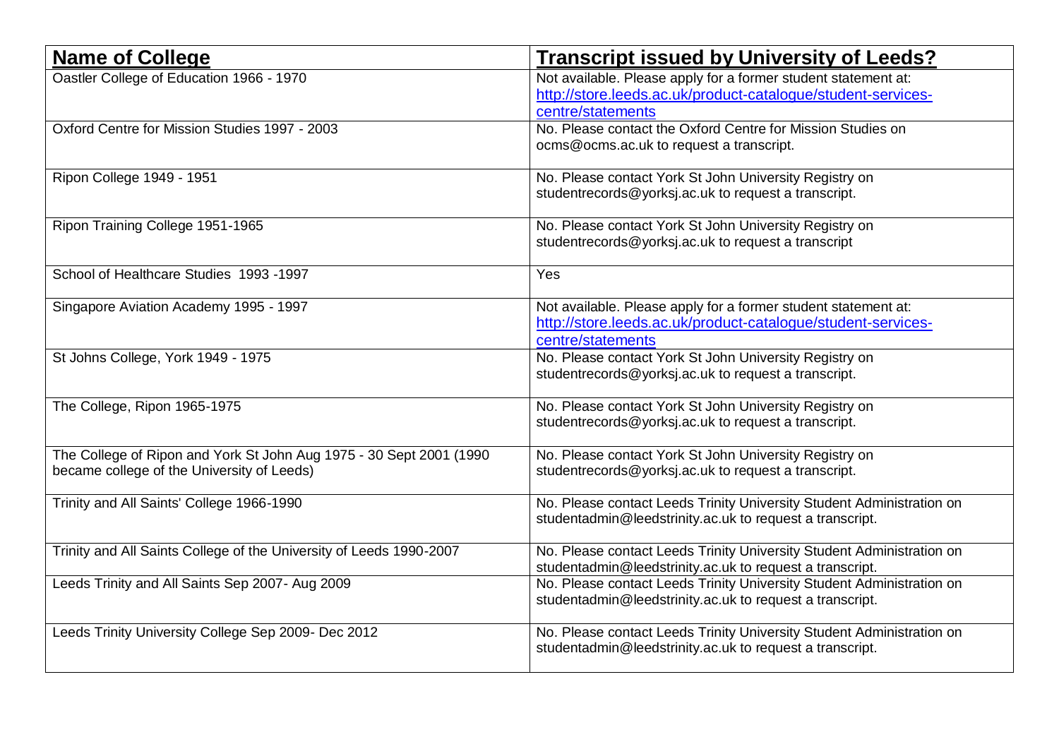| Name of College | Transcript issued by University of Leeds? |
| --- | --- |
| Oastler College of Education 1966 - 1970 | Not available. Please apply for a former student statement at: http://store.leeds.ac.uk/product-catalogue/student-services-centre/statements |
| Oxford Centre for Mission Studies 1997 - 2003 | No. Please contact the Oxford Centre for Mission Studies on ocms@ocms.ac.uk to request a transcript. |
| Ripon College 1949 - 1951 | No. Please contact York St John University Registry on studentrecords@yorksj.ac.uk to request a transcript. |
| Ripon Training College 1951-1965 | No. Please contact York St John University Registry on studentrecords@yorksj.ac.uk to request a transcript |
| School of Healthcare Studies 1993 -1997 | Yes |
| Singapore Aviation Academy 1995 - 1997 | Not available. Please apply for a former student statement at: http://store.leeds.ac.uk/product-catalogue/student-services-centre/statements |
| St Johns College, York 1949 - 1975 | No. Please contact York St John University Registry on studentrecords@yorksj.ac.uk to request a transcript. |
| The College, Ripon 1965-1975 | No. Please contact York St John University Registry on studentrecords@yorksj.ac.uk to request a transcript. |
| The College of Ripon and York St John Aug 1975 - 30 Sept 2001 (1990 became college of the University of Leeds) | No. Please contact York St John University Registry on studentrecords@yorksj.ac.uk to request a transcript. |
| Trinity and All Saints' College 1966-1990 | No. Please contact Leeds Trinity University Student Administration on studentadmin@leedstrinity.ac.uk to request a transcript. |
| Trinity and All Saints College of the University of Leeds 1990-2007 | No. Please contact Leeds Trinity University Student Administration on studentadmin@leedstrinity.ac.uk to request a transcript. |
| Leeds Trinity and All Saints Sep 2007- Aug 2009 | No. Please contact Leeds Trinity University Student Administration on studentadmin@leedstrinity.ac.uk to request a transcript. |
| Leeds Trinity University College Sep 2009- Dec 2012 | No. Please contact Leeds Trinity University Student Administration on studentadmin@leedstrinity.ac.uk to request a transcript. |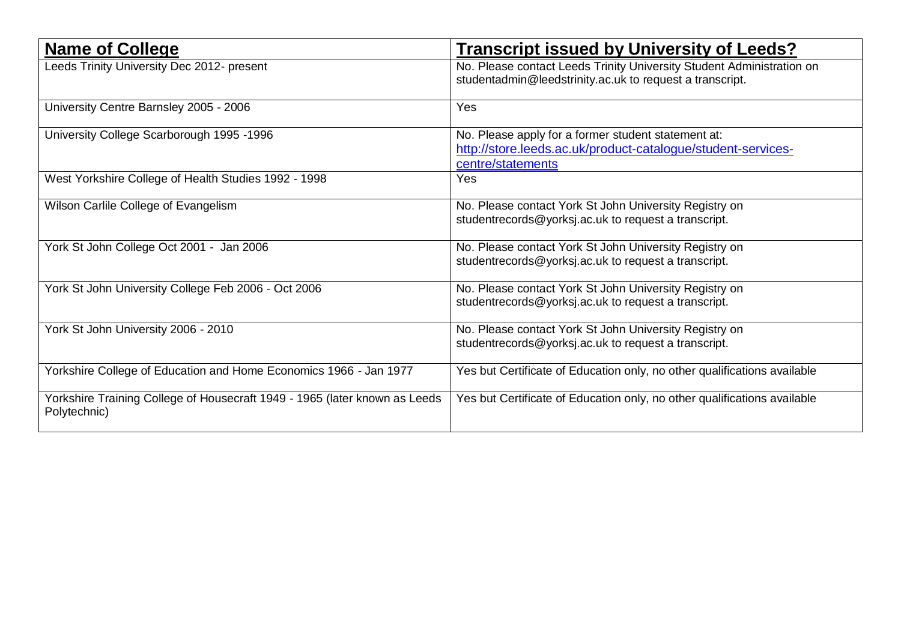| Name of College | Transcript issued by University of Leeds? |
| --- | --- |
| Leeds Trinity University Dec 2012- present | No. Please contact Leeds Trinity University Student Administration on studentadmin@leedstrinity.ac.uk to request a transcript. |
| University Centre Barnsley 2005 - 2006 | Yes |
| University College Scarborough 1995 -1996 | No. Please apply for a former student statement at: [http://store.leeds.ac.uk/product-catalogue/student-services-centre/statements](http://store.leeds.ac.uk/product-catalogue/student-services-centre/statements) |
| West Yorkshire College of Health Studies 1992 - 1998 | Yes |
| Wilson Carlile College of Evangelism | No. Please contact York St John University Registry on studentrecords@yorksj.ac.uk to request a transcript. |
| York St John College Oct 2001 - Jan 2006 | No. Please contact York St John University Registry on studentrecords@yorksj.ac.uk to request a transcript. |
| York St John University College Feb 2006 - Oct 2006 | No. Please contact York St John University Registry on studentrecords@yorksj.ac.uk to request a transcript. |
| York St John University 2006 - 2010 | No. Please contact York St John University Registry on studentrecords@yorksj.ac.uk to request a transcript. |
| Yorkshire College of Education and Home Economics 1966 - Jan 1977 | Yes but Certificate of Education only, no other qualifications available |
| Yorkshire Training College of Housecraft 1949 - 1965 (later known as Leeds Polytechnic) | Yes but Certificate of Education only, no other qualifications available |